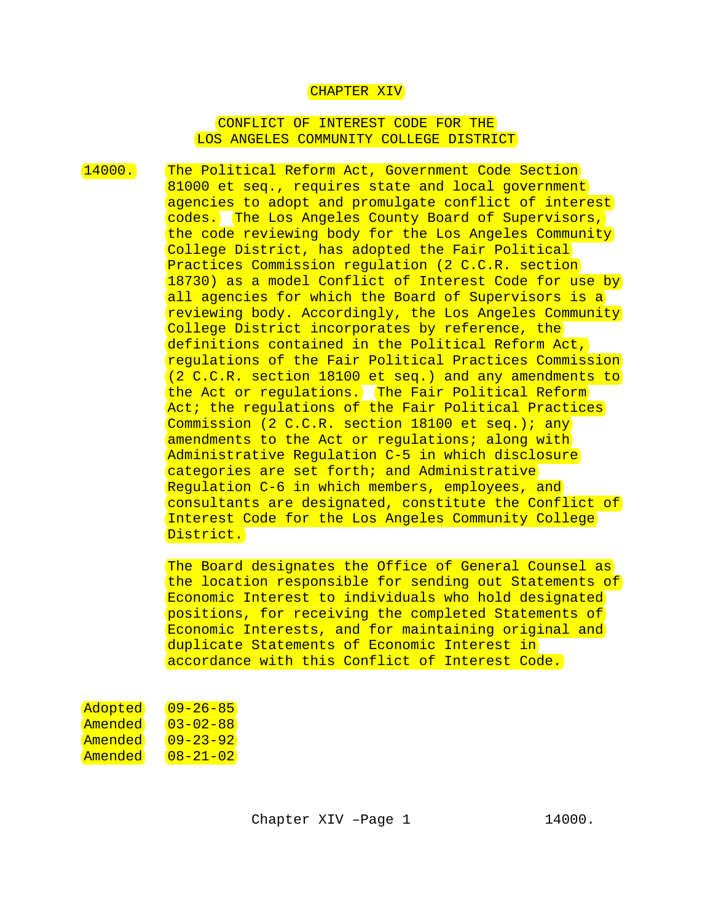# CHAPTER XIV

## CONFLICT OF INTEREST CODE FOR THE LOS ANGELES COMMUNITY COLLEGE DISTRICT

14000. The Political Reform Act, Government Code Section 81000 et seq., requires state and local government agencies to adopt and promulgate conflict of interest codes. The Los Angeles County Board of Supervisors, the code reviewing body for the Los Angeles Community College District, has adopted the Fair Political Practices Commission regulation (2 C.C.R. section 18730) as a model Conflict of Interest Code for use by all agencies for which the Board of Supervisors is a reviewing body. Accordingly, the Los Angeles Community College District incorporates by reference, the definitions contained in the Political Reform Act, regulations of the Fair Political Practices Commission (2 C.C.R. section 18100 et seq.) and any amendments to the Act or regulations. The Fair Political Reform Act; the regulations of the Fair Political Practices Commission (2 C.C.R. section 18100 et seq.); any amendments to the Act or regulations; along with Administrative Regulation C-5 in which disclosure categories are set forth; and Administrative Regulation C-6 in which members, employees, and consultants are designated, constitute the Conflict of Interest Code for the Los Angeles Community College District.

The Board designates the Office of General Counsel as the location responsible for sending out Statements of Economic Interest to individuals who hold designated positions, for receiving the completed Statements of Economic Interests, and for maintaining original and duplicate Statements of Economic Interest in accordance with this Conflict of Interest Code.

Adopted 09-26-85
Amended 03-02-88
Amended 09-23-92
Amended 08-21-02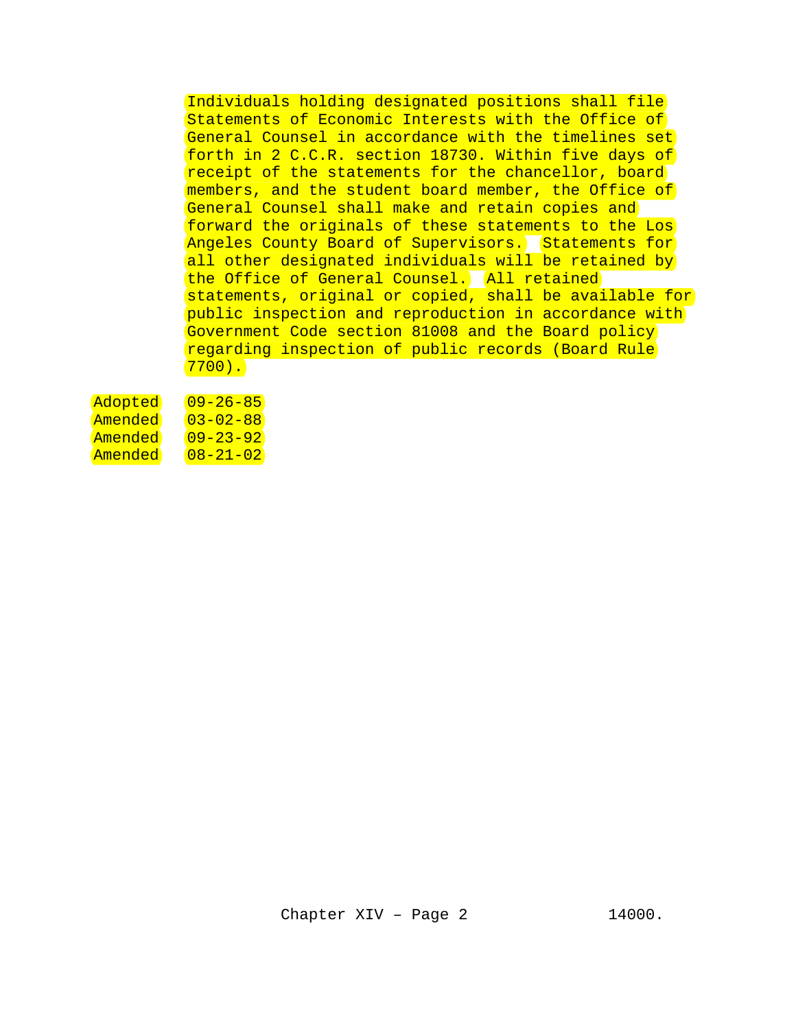Individuals holding designated positions shall file Statements of Economic Interests with the Office of General Counsel in accordance with the timelines set forth in 2 C.C.R. section 18730. Within five days of receipt of the statements for the chancellor, board members, and the student board member, the Office of General Counsel shall make and retain copies and forward the originals of these statements to the Los Angeles County Board of Supervisors. Statements for all other designated individuals will be retained by the Office of General Counsel. All retained statements, original or copied, shall be available for public inspection and reproduction in accordance with Government Code section 81008 and the Board policy regarding inspection of public records (Board Rule 7700).

| | |
|---|---|
| Adopted | 09-26-85 |
| Amended | 03-02-88 |
| Amended | 09-23-92 |
| Amended | 08-21-02 |